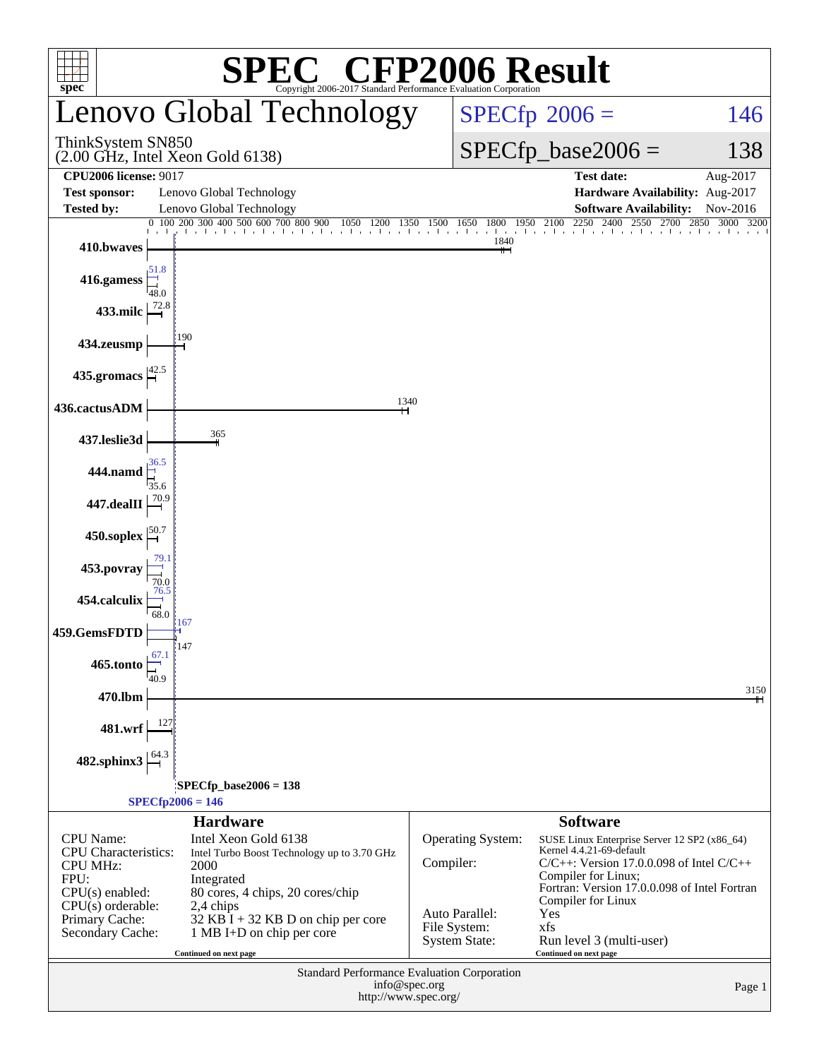# SPEC CFP2006 Result

Copyright 2006-2017 Standard Performance Evaluation Corporation

## Lenovo Global Technology

ThinkSystem SN850
(2.00 GHz, Intel Xeon Gold 6138)

SPECfp 2006 = 146

SPECfp_base2006 = 138

| | | | |
|---|---|---|---|
| **CPU2006 license:** 9017 | | **Test date:** | Aug-2017 |
| **Test sponsor:** | Lenovo Global Technology | **Hardware Availability:** | Aug-2017 |
| **Tested by:** | Lenovo Global Technology | **Software Availability:** | Nov-2016 |

| Benchmark | Peak | Base |
|---|---|---|
| 410.bwaves | | 1840 |
| 416.gamess | 51.8 | 48.0 |
| 433.milc | | 72.8 |
| 434.zeusmp | | 190 |
| 435.gromacs | | 42.5 |
| 436.cactusADM | | 1340 |
| 437.leslie3d | | 365 |
| 444.namd | 36.5 | 35.6 |
| 447.dealII | | 70.9 |
| 450.soplex | | 50.7 |
| 453.povray | 79.1 | 70.0 |
| 454.calculix | 76.5 | 68.0 |
| 459.GemsFDTD | 167 | 147 |
| 465.tonto | 67.1 | 40.9 |
| 470.lbm | | 3150 |
| 481.wrf | | 127 |
| 482.sphinx3 | | 64.3 |

SPECfp_base2006 = 138
SPECfp2006 = 146

### Hardware

| | |
|---|---|
| CPU Name: | Intel Xeon Gold 6138 |
| CPU Characteristics: | Intel Turbo Boost Technology up to 3.70 GHz |
| CPU MHz: | 2000 |
| FPU: | Integrated |
| CPU(s) enabled: | 80 cores, 4 chips, 20 cores/chip |
| CPU(s) orderable: | 2,4 chips |
| Primary Cache: | 32 KB I + 32 KB D on chip per core |
| Secondary Cache: | 1 MB I+D on chip per core |

Continued on next page

### Software

| | |
|---|---|
| Operating System: | SUSE Linux Enterprise Server 12 SP2 (x86_64) Kernel 4.4.21-69-default |
| Compiler: | C/C++: Version 17.0.0.098 of Intel C/C++ Compiler for Linux; Fortran: Version 17.0.0.098 of Intel Fortran Compiler for Linux |
| Auto Parallel: | Yes |
| File System: | xfs |
| System State: | Run level 3 (multi-user) |

Continued on next page

Standard Performance Evaluation Corporation
info@spec.org
http://www.spec.org/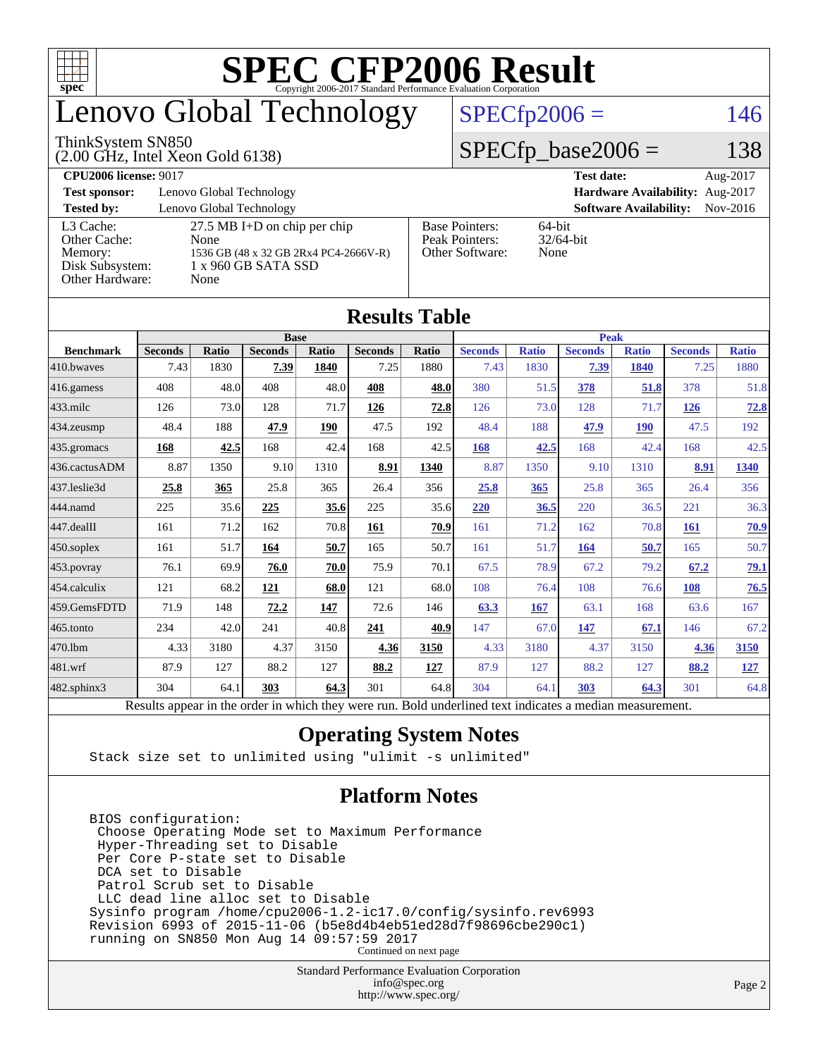# SPEC CFP2006 Result

Copyright 2006-2017 Standard Performance Evaluation Corporation

## Lenovo Global Technology

ThinkSystem SN850
(2.00 GHz, Intel Xeon Gold 6138)

SPECfp2006 = 146

SPECfp_base2006 = 138

| | | | |
|---|---|---|---|
| **CPU2006 license:** 9017 | | **Test date:** | Aug-2017 |
| **Test sponsor:** | Lenovo Global Technology | **Hardware Availability:** | Aug-2017 |
| **Tested by:** | Lenovo Global Technology | **Software Availability:** | Nov-2016 |

| | | | |
|---|---|---|---|
| L3 Cache: | 27.5 MB I+D on chip per chip | Base Pointers: | 64-bit |
| Other Cache: | None | Peak Pointers: | 32/64-bit |
| Memory: | 1536 GB (48 x 32 GB 2Rx4 PC4-2666V-R) | Other Software: | None |
| Disk Subsystem: | 1 x 960 GB SATA SSD | | |
| Other Hardware: | None | | |

## Results Table

| Benchmark | Base | | | | | | Peak | | | | | |
|---|---|---|---|---|---|---|---|---|---|---|---|---|
| | Seconds | Ratio | Seconds | Ratio | Seconds | Ratio | Seconds | Ratio | Seconds | Ratio | Seconds | Ratio |
| 410.bwaves | 7.43 | 1830 | **7.39** | **1840** | 7.25 | 1880 | 7.43 | 1830 | **7.39** | **1840** | 7.25 | 1880 |
| 416.gamess | 408 | 48.0 | 408 | 48.0 | **408** | **48.0** | 380 | 51.5 | **378** | **51.8** | 378 | 51.8 |
| 433.milc | 126 | 73.0 | 128 | 71.7 | **126** | **72.8** | 126 | 73.0 | 128 | 71.7 | **126** | **72.8** |
| 434.zeusmp | 48.4 | 188 | **47.9** | **190** | 47.5 | 192 | 48.4 | 188 | **47.9** | **190** | 47.5 | 192 |
| 435.gromacs | **168** | **42.5** | 168 | 42.4 | 168 | 42.5 | **168** | **42.5** | 168 | 42.4 | 168 | 42.5 |
| 436.cactusADM | 8.87 | 1350 | 9.10 | 1310 | **8.91** | **1340** | 8.87 | 1350 | 9.10 | 1310 | **8.91** | **1340** |
| 437.leslie3d | **25.8** | **365** | 25.8 | 365 | 26.4 | 356 | **25.8** | **365** | 25.8 | 365 | 26.4 | 356 |
| 444.namd | 225 | 35.6 | **225** | **35.6** | 225 | 35.6 | **220** | **36.5** | 220 | 36.5 | 221 | 36.3 |
| 447.dealII | 161 | 71.2 | 162 | 70.8 | **161** | **70.9** | 161 | 71.2 | 162 | 70.8 | **161** | **70.9** |
| 450.soplex | 161 | 51.7 | **164** | **50.7** | 165 | 50.7 | 161 | 51.7 | **164** | **50.7** | 165 | 50.7 |
| 453.povray | 76.1 | 69.9 | **76.0** | **70.0** | 75.9 | 70.1 | 67.5 | 78.9 | 67.2 | 79.2 | **67.2** | **79.1** |
| 454.calculix | 121 | 68.2 | **121** | **68.0** | 121 | 68.0 | 108 | 76.4 | 108 | 76.6 | **108** | **76.5** |
| 459.GemsFDTD | 71.9 | 148 | **72.2** | **147** | 72.6 | 146 | **63.3** | **167** | 63.1 | 168 | 63.6 | 167 |
| 465.tonto | 234 | 42.0 | 241 | 40.8 | **241** | **40.9** | 147 | 67.0 | **147** | **67.1** | 146 | 67.2 |
| 470.lbm | 4.33 | 3180 | 4.37 | 3150 | **4.36** | **3150** | 4.33 | 3180 | 4.37 | 3150 | **4.36** | **3150** |
| 481.wrf | 87.9 | 127 | 88.2 | 127 | **88.2** | **127** | 87.9 | 127 | 88.2 | 127 | **88.2** | **127** |
| 482.sphinx3 | 304 | 64.1 | **303** | **64.3** | 301 | 64.8 | 304 | 64.1 | **303** | **64.3** | 301 | 64.8 |

Results appear in the order in which they were run. Bold underlined text indicates a median measurement.

## Operating System Notes

```
Stack size set to unlimited using "ulimit -s unlimited"
```

## Platform Notes

```
BIOS configuration:
 Choose Operating Mode set to Maximum Performance
 Hyper-Threading set to Disable
 Per Core P-state set to Disable
 DCA set to Disable
 Patrol Scrub set to Disable
 LLC dead line alloc set to Disable
Sysinfo program /home/cpu2006-1.2-ic17.0/config/sysinfo.rev6993
Revision 6993 of 2015-11-06 (b5e8d4b4eb51ed28d7f98696cbe290c1)
running on SN850 Mon Aug 14 09:57:59 2017
```

Continued on next page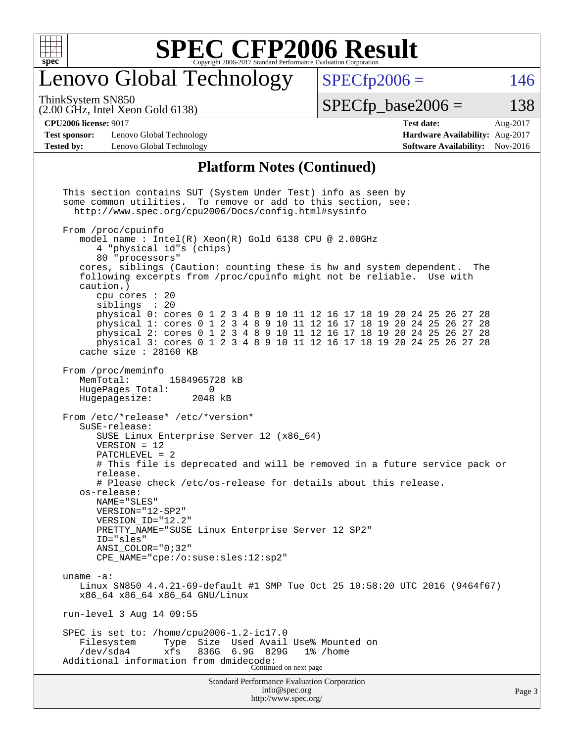# SPEC CFP2006 Result

Copyright 2006-2017 Standard Performance Evaluation Corporation

## Lenovo Global Technology

ThinkSystem SN850
(2.00 GHz, Intel Xeon Gold 6138)

SPECfp2006 = 146

SPECfp_base2006 = 138

| | | | |
|---|---|---|---|
| **CPU2006 license:** 9017 | | **Test date:** | Aug-2017 |
| **Test sponsor:** | Lenovo Global Technology | **Hardware Availability:** | Aug-2017 |
| **Tested by:** | Lenovo Global Technology | **Software Availability:** | Nov-2016 |

### Platform Notes (Continued)

```
This section contains SUT (System Under Test) info as seen by
some common utilities.  To remove or add to this section, see:
  http://www.spec.org/cpu2006/Docs/config.html#sysinfo

From /proc/cpuinfo
   model name : Intel(R) Xeon(R) Gold 6138 CPU @ 2.00GHz
      4 "physical id"s (chips)
      80 "processors"
   cores, siblings (Caution: counting these is hw and system dependent.  The
   following excerpts from /proc/cpuinfo might not be reliable.  Use with
   caution.)
      cpu cores : 20
      siblings  : 20
      physical 0: cores 0 1 2 3 4 8 9 10 11 12 16 17 18 19 20 24 25 26 27 28
      physical 1: cores 0 1 2 3 4 8 9 10 11 12 16 17 18 19 20 24 25 26 27 28
      physical 2: cores 0 1 2 3 4 8 9 10 11 12 16 17 18 19 20 24 25 26 27 28
      physical 3: cores 0 1 2 3 4 8 9 10 11 12 16 17 18 19 20 24 25 26 27 28
   cache size : 28160 KB

From /proc/meminfo
   MemTotal:       1584965728 kB
   HugePages_Total:       0
   Hugepagesize:       2048 kB

From /etc/*release* /etc/*version*
   SuSE-release:
      SUSE Linux Enterprise Server 12 (x86_64)
      VERSION = 12
      PATCHLEVEL = 2
      # This file is deprecated and will be removed in a future service pack or
      release.
      # Please check /etc/os-release for details about this release.
   os-release:
      NAME="SLES"
      VERSION="12-SP2"
      VERSION_ID="12.2"
      PRETTY_NAME="SUSE Linux Enterprise Server 12 SP2"
      ID="sles"
      ANSI_COLOR="0;32"
      CPE_NAME="cpe:/o:suse:sles:12:sp2"

uname -a:
   Linux SN850 4.4.21-69-default #1 SMP Tue Oct 25 10:58:20 UTC 2016 (9464f67)
   x86_64 x86_64 x86_64 GNU/Linux

run-level 3 Aug 14 09:55

SPEC is set to: /home/cpu2006-1.2-ic17.0
   Filesystem     Type  Size  Used Avail Use% Mounted on
   /dev/sda4      xfs   836G  6.9G  829G   1% /home
Additional information from dmidecode:
```

Continued on next page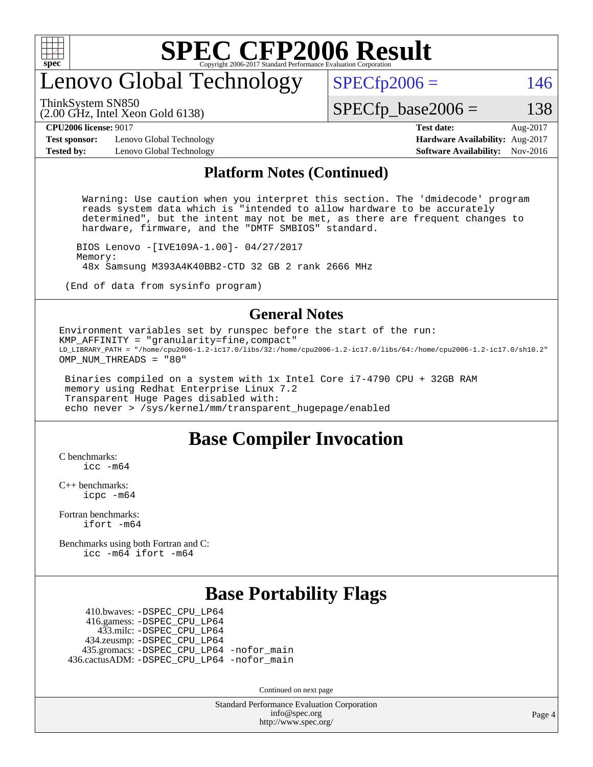# SPEC CFP2006 Result

Copyright 2006-2017 Standard Performance Evaluation Corporation

## Lenovo Global Technology

ThinkSystem SN850
(2.00 GHz, Intel Xeon Gold 6138)

SPECfp2006 = 146

SPECfp_base2006 = 138

| | | | |
|---|---|---|---|
| **CPU2006 license:** 9017 | | **Test date:** | Aug-2017 |
| **Test sponsor:** | Lenovo Global Technology | **Hardware Availability:** | Aug-2017 |
| **Tested by:** | Lenovo Global Technology | **Software Availability:** | Nov-2016 |

### Platform Notes (Continued)

```
   Warning: Use caution when you interpret this section. The 'dmidecode' program
   reads system data which is "intended to allow hardware to be accurately
   determined", but the intent may not be met, as there are frequent changes to
   hardware, firmware, and the "DMTF SMBIOS" standard.

  BIOS Lenovo -[IVE109A-1.00]- 04/27/2017
  Memory:
   48x Samsung M393A4K40BB2-CTD 32 GB 2 rank 2666 MHz

 (End of data from sysinfo program)
```

### General Notes

```
Environment variables set by runspec before the start of the run:
KMP_AFFINITY = "granularity=fine,compact"
LD_LIBRARY_PATH = "/home/cpu2006-1.2-ic17.0/libs/32:/home/cpu2006-1.2-ic17.0/libs/64:/home/cpu2006-1.2-ic17.0/sh10.2"
OMP_NUM_THREADS = "80"

 Binaries compiled on a system with 1x Intel Core i7-4790 CPU + 32GB RAM
 memory using Redhat Enterprise Linux 7.2
 Transparent Huge Pages disabled with:
 echo never > /sys/kernel/mm/transparent_hugepage/enabled
```

## Base Compiler Invocation

C benchmarks:
  icc -m64

C++ benchmarks:
  icpc -m64

Fortran benchmarks:
  ifort -m64

Benchmarks using both Fortran and C:
  icc -m64 ifort -m64

## Base Portability Flags

410.bwaves: -DSPEC_CPU_LP64
416.gamess: -DSPEC_CPU_LP64
433.milc: -DSPEC_CPU_LP64
434.zeusmp: -DSPEC_CPU_LP64
435.gromacs: -DSPEC_CPU_LP64 -nofor_main
436.cactusADM: -DSPEC_CPU_LP64 -nofor_main

Continued on next page

Standard Performance Evaluation Corporation
info@spec.org
http://www.spec.org/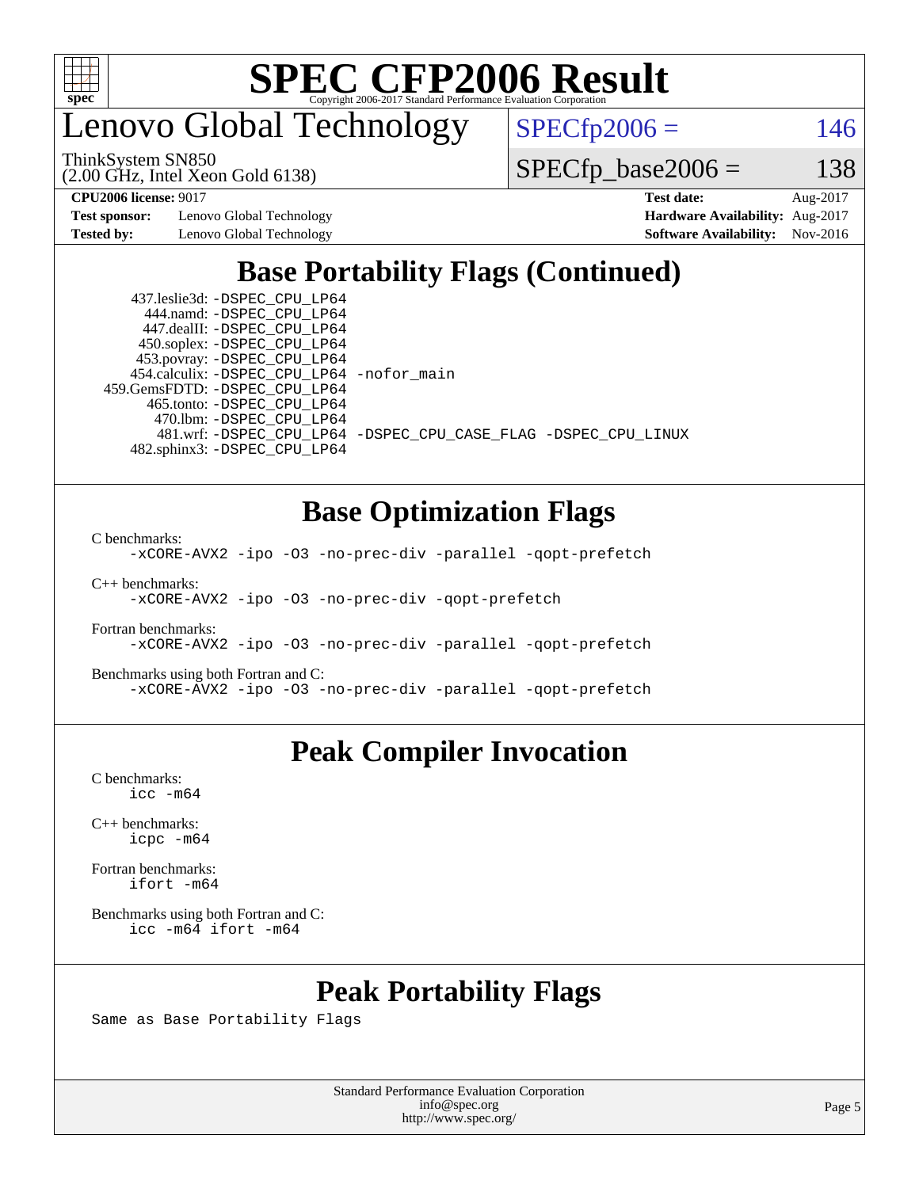# SPEC CFP2006 Result

Copyright 2006-2017 Standard Performance Evaluation Corporation

## Lenovo Global Technology

ThinkSystem SN850
(2.00 GHz, Intel Xeon Gold 6138)

SPECfp2006 = 146

SPECfp_base2006 = 138

**CPU2006 license:** 9017 | **Test date:** Aug-2017
**Test sponsor:** Lenovo Global Technology | **Hardware Availability:** Aug-2017
**Tested by:** Lenovo Global Technology | **Software Availability:** Nov-2016

## Base Portability Flags (Continued)

```
  437.leslie3d: -DSPEC_CPU_LP64
      444.namd: -DSPEC_CPU_LP64
    447.dealII: -DSPEC_CPU_LP64
    450.soplex: -DSPEC_CPU_LP64
    453.povray: -DSPEC_CPU_LP64
  454.calculix: -DSPEC_CPU_LP64 -nofor_main
459.GemsFDTD: -DSPEC_CPU_LP64
     465.tonto: -DSPEC_CPU_LP64
       470.lbm: -DSPEC_CPU_LP64
       481.wrf: -DSPEC_CPU_LP64 -DSPEC_CPU_CASE_FLAG -DSPEC_CPU_LINUX
   482.sphinx3: -DSPEC_CPU_LP64
```

## Base Optimization Flags

C benchmarks:
```
-xCORE-AVX2 -ipo -O3 -no-prec-div -parallel -qopt-prefetch
```

C++ benchmarks:
```
-xCORE-AVX2 -ipo -O3 -no-prec-div -qopt-prefetch
```

Fortran benchmarks:
```
-xCORE-AVX2 -ipo -O3 -no-prec-div -parallel -qopt-prefetch
```

Benchmarks using both Fortran and C:
```
-xCORE-AVX2 -ipo -O3 -no-prec-div -parallel -qopt-prefetch
```

## Peak Compiler Invocation

C benchmarks:
```
icc -m64
```

C++ benchmarks:
```
icpc -m64
```

Fortran benchmarks:
```
ifort -m64
```

Benchmarks using both Fortran and C:
```
icc -m64 ifort -m64
```

## Peak Portability Flags

Same as Base Portability Flags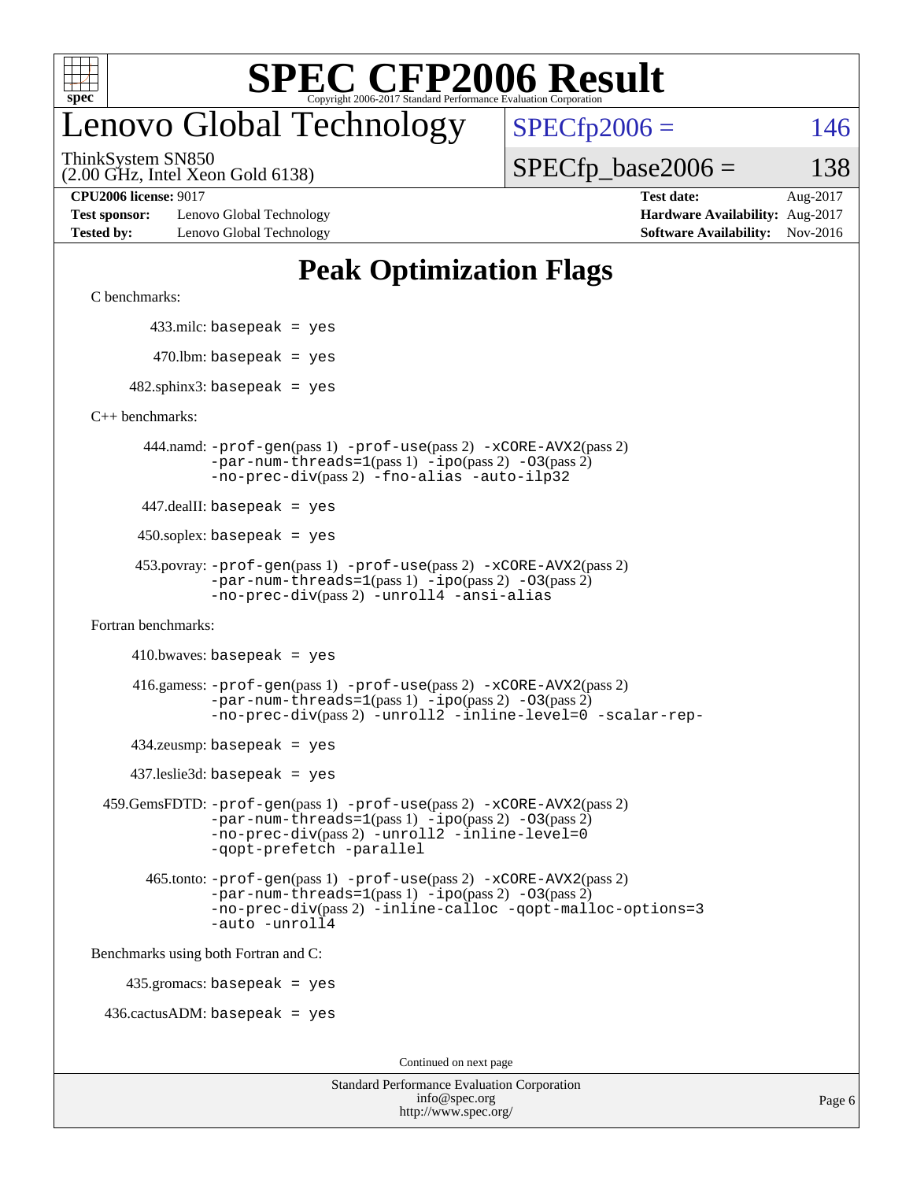# SPEC CFP2006 Result

Copyright 2006-2017 Standard Performance Evaluation Corporation

# Lenovo Global Technology

ThinkSystem SN850
(2.00 GHz, Intel Xeon Gold 6138)

SPECfp2006 = 146

SPECfp_base2006 = 138

| | | | |
|---|---|---|---|
| **CPU2006 license:** 9017 | | **Test date:** | Aug-2017 |
| **Test sponsor:** | Lenovo Global Technology | **Hardware Availability:** | Aug-2017 |
| **Tested by:** | Lenovo Global Technology | **Software Availability:** | Nov-2016 |

## Peak Optimization Flags

C benchmarks:

433.milc: basepeak = yes

470.lbm: basepeak = yes

482.sphinx3: basepeak = yes

C++ benchmarks:

444.namd: -prof-gen(pass 1) -prof-use(pass 2) -xCORE-AVX2(pass 2) -par-num-threads=1(pass 1) -ipo(pass 2) -O3(pass 2) -no-prec-div(pass 2) -fno-alias -auto-ilp32

447.dealII: basepeak = yes

450.soplex: basepeak = yes

453.povray: -prof-gen(pass 1) -prof-use(pass 2) -xCORE-AVX2(pass 2) -par-num-threads=1(pass 1) -ipo(pass 2) -O3(pass 2) -no-prec-div(pass 2) -unroll4 -ansi-alias

Fortran benchmarks:

410.bwaves: basepeak = yes

416.gamess: -prof-gen(pass 1) -prof-use(pass 2) -xCORE-AVX2(pass 2) -par-num-threads=1(pass 1) -ipo(pass 2) -O3(pass 2) -no-prec-div(pass 2) -unroll2 -inline-level=0 -scalar-rep-

434.zeusmp: basepeak = yes

437.leslie3d: basepeak = yes

459.GemsFDTD: -prof-gen(pass 1) -prof-use(pass 2) -xCORE-AVX2(pass 2) -par-num-threads=1(pass 1) -ipo(pass 2) -O3(pass 2) -no-prec-div(pass 2) -unroll2 -inline-level=0 -qopt-prefetch -parallel

465.tonto: -prof-gen(pass 1) -prof-use(pass 2) -xCORE-AVX2(pass 2) -par-num-threads=1(pass 1) -ipo(pass 2) -O3(pass 2) -no-prec-div(pass 2) -inline-calloc -qopt-malloc-options=3 -auto -unroll4

Benchmarks using both Fortran and C:

435.gromacs: basepeak = yes

436.cactusADM: basepeak = yes

Continued on next page

Standard Performance Evaluation Corporation
info@spec.org
http://www.spec.org/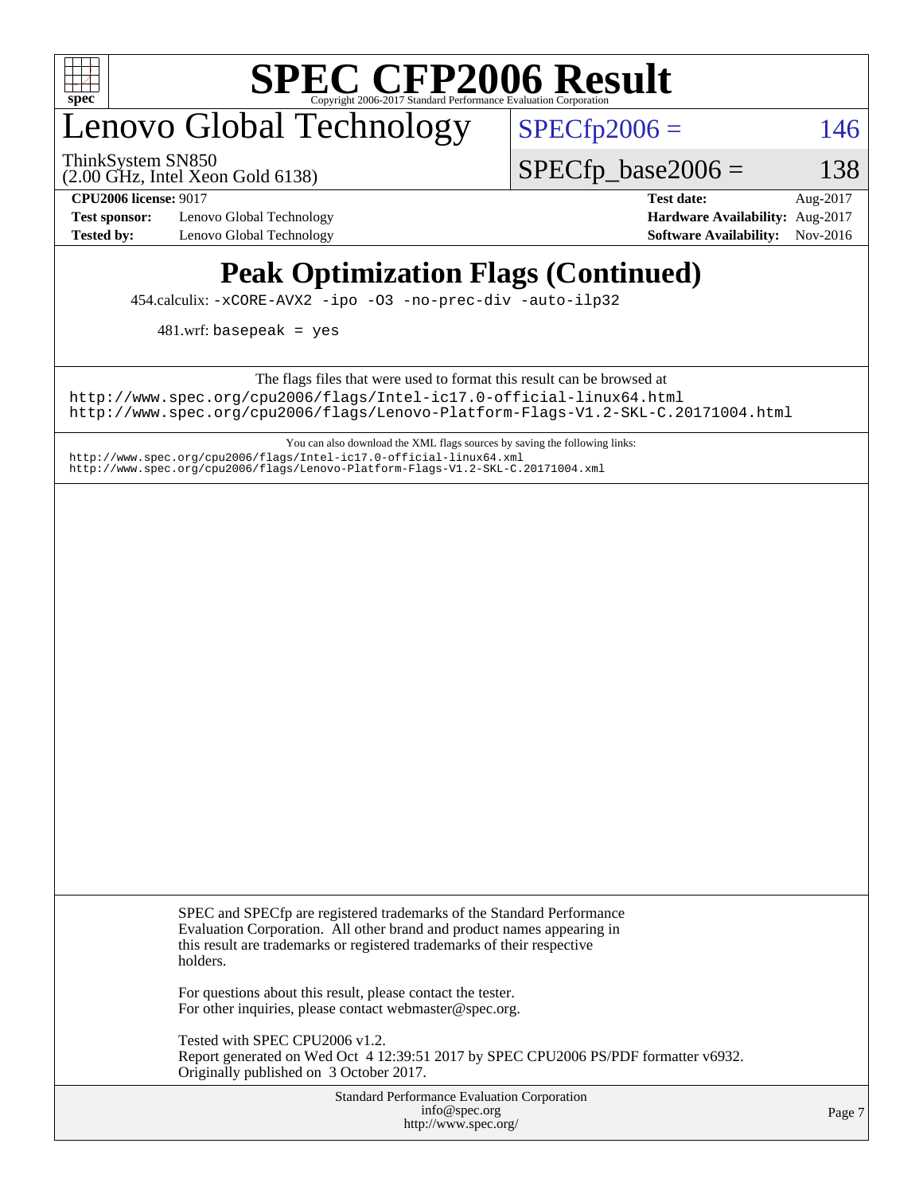# SPEC CFP2006 Result

Copyright 2006-2017 Standard Performance Evaluation Corporation

# Lenovo Global Technology

ThinkSystem SN850
(2.00 GHz, Intel Xeon Gold 6138)

SPECfp2006 = 146

SPECfp_base2006 = 138

**CPU2006 license:** 9017
**Test sponsor:** Lenovo Global Technology
**Tested by:** Lenovo Global Technology

**Test date:** Aug-2017
**Hardware Availability:** Aug-2017
**Software Availability:** Nov-2016

## Peak Optimization Flags (Continued)

454.calculix: `-xCORE-AVX2 -ipo -O3 -no-prec-div -auto-ilp32`

481.wrf: `basepeak = yes`

The flags files that were used to format this result can be browsed at
http://www.spec.org/cpu2006/flags/Intel-ic17.0-official-linux64.html
http://www.spec.org/cpu2006/flags/Lenovo-Platform-Flags-V1.2-SKL-C.20171004.html

You can also download the XML flags sources by saving the following links:
http://www.spec.org/cpu2006/flags/Intel-ic17.0-official-linux64.xml
http://www.spec.org/cpu2006/flags/Lenovo-Platform-Flags-V1.2-SKL-C.20171004.xml

SPEC and SPECfp are registered trademarks of the Standard Performance Evaluation Corporation. All other brand and product names appearing in this result are trademarks or registered trademarks of their respective holders.

For questions about this result, please contact the tester.
For other inquiries, please contact webmaster@spec.org.

Tested with SPEC CPU2006 v1.2.
Report generated on Wed Oct 4 12:39:51 2017 by SPEC CPU2006 PS/PDF formatter v6932.
Originally published on 3 October 2017.

Standard Performance Evaluation Corporation
info@spec.org
http://www.spec.org/